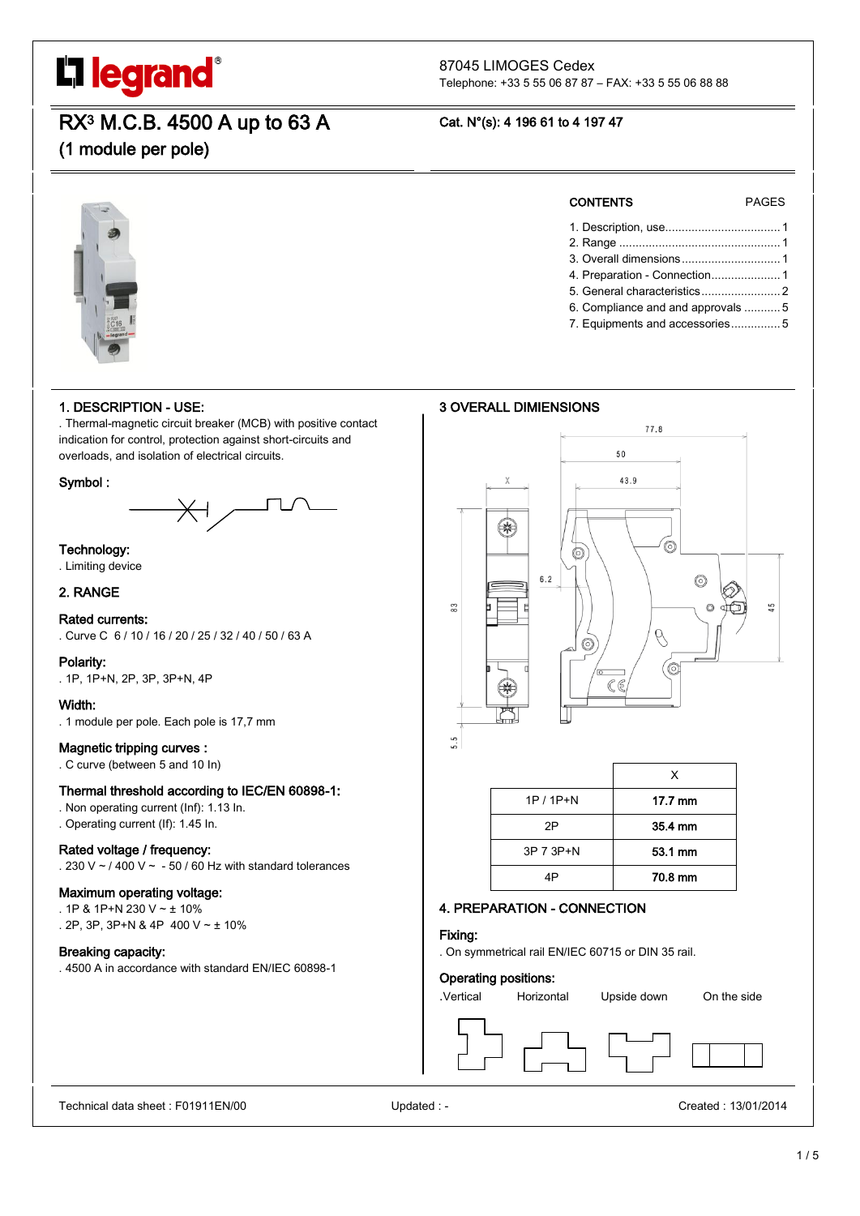legrand®

87045 LIMOGES Cedex
Telephone: +33 5 55 06 87 87 – FAX: +33 5 55 06 88 88

# RX³ M.C.B. 4500 A up to 63 A
## (1 module per pole)

**Cat. N°(s): 4 196 61 to 4 197 47**

**CONTENTS** PAGES

1. Description, use....................................1
2. Range ..................................................1
3. Overall dimensions...............................1
4. Preparation - Connection.......................1
5. General characteristics..........................2
6. Compliance and and approvals ...........5
7. Equipments and accessories...............5

## 1. DESCRIPTION - USE:

. Thermal-magnetic circuit breaker (MCB) with positive contact indication for control, protection against short-circuits and overloads, and isolation of electrical circuits.

### Symbol :

### Technology:
. Limiting device

## 2. RANGE

### Rated currents:
. Curve C 6 / 10 / 16 / 20 / 25 / 32 / 40 / 50 / 63 A

### Polarity:
. 1P, 1P+N, 2P, 3P, 3P+N, 4P

### Width:
. 1 module per pole. Each pole is 17,7 mm

### Magnetic tripping curves :
. C curve (between 5 and 10 In)

### Thermal threshold according to IEC/EN 60898-1:
. Non operating current (Inf): 1.13 In.
. Operating current (If): 1.45 In.

### Rated voltage / frequency:
. 230 V ~ / 400 V ~ - 50 / 60 Hz with standard tolerances

### Maximum operating voltage:
. 1P & 1P+N 230 V ~ ± 10%
. 2P, 3P, 3P+N & 4P 400 V ~ ± 10%

### Breaking capacity:
. 4500 A in accordance with standard EN/IEC 60898-1

## 3 OVERALL DIMENSIONS

| | X |
|---|---|
| 1P / 1P+N | **17.7 mm** |
| 2P | **35.4 mm** |
| 3P 7 3P+N | **53.1 mm** |
| 4P | **70.8 mm** |

## 4. PREPARATION - CONNECTION

### Fixing:
. On symmetrical rail EN/IEC 60715 or DIN 35 rail.

### Operating positions:
.Vertical Horizontal Upside down On the side

Technical data sheet : F01911EN/00 Updated : - Created : 13/01/2014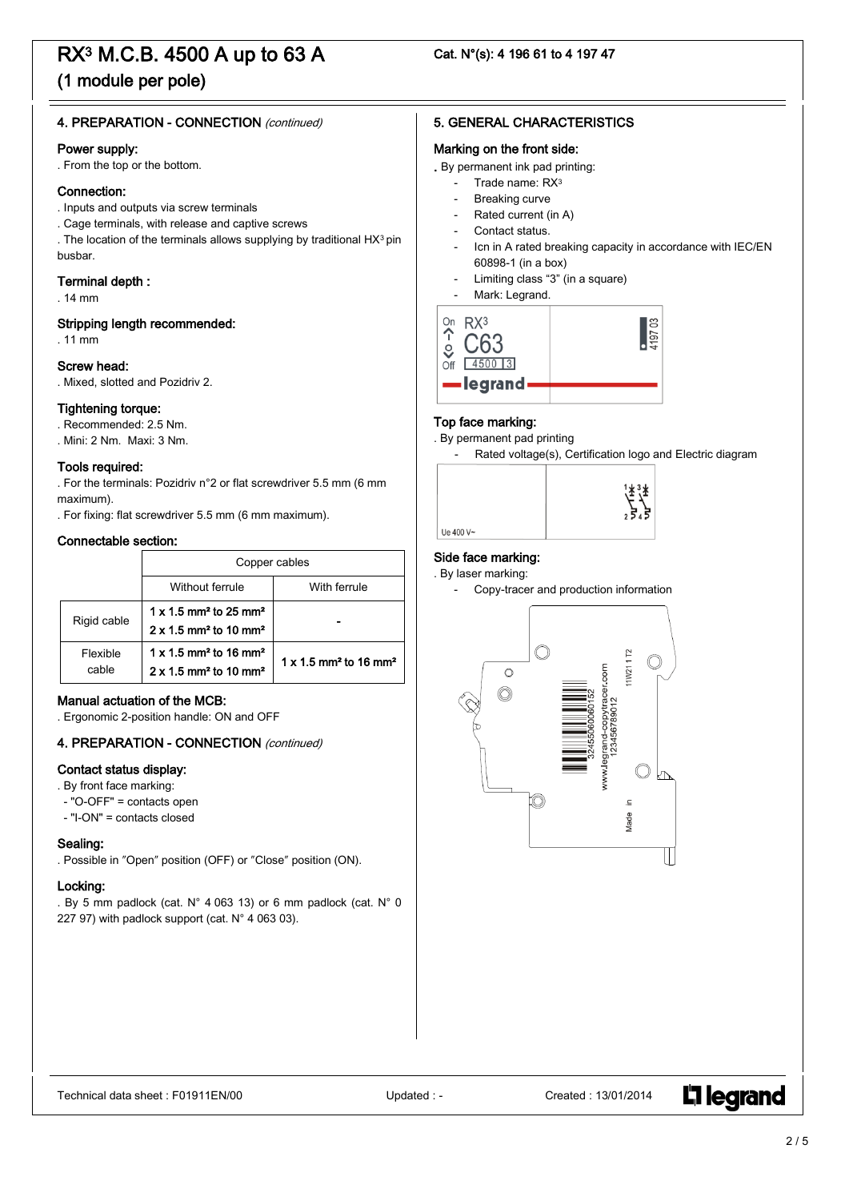# RX³ M.C.B. 4500 A up to 63 A

## (1 module per pole)

Cat. N°(s): 4 196 61 to 4 197 47

### 4. PREPARATION - CONNECTION *(continued)*

**Power supply:**
. From the top or the bottom.

**Connection:**
. Inputs and outputs via screw terminals
. Cage terminals, with release and captive screws
. The location of the terminals allows supplying by traditional HX³ pin busbar.

**Terminal depth :**
. 14 mm

**Stripping length recommended:**
. 11 mm

**Screw head:**
. Mixed, slotted and Pozidriv 2.

**Tightening torque:**
. Recommended: 2.5 Nm.
. Mini: 2 Nm. Maxi: 3 Nm.

**Tools required:**
. For the terminals: Pozidriv n°2 or flat screwdriver 5.5 mm (6 mm maximum).
. For fixing: flat screwdriver 5.5 mm (6 mm maximum).

**Connectable section:**

| | Copper cables | |
|---|---|---|
| | Without ferrule | With ferrule |
| Rigid cable | 1 x 1.5 mm² to 25 mm²<br>2 x 1.5 mm² to 10 mm² | - |
| Flexible cable | 1 x 1.5 mm² to 16 mm²<br>2 x 1.5 mm² to 10 mm² | 1 x 1.5 mm² to 16 mm² |

**Manual actuation of the MCB:**
. Ergonomic 2-position handle: ON and OFF

### 4. PREPARATION - CONNECTION *(continued)*

**Contact status display:**
. By front face marking:
- "O-OFF" = contacts open
- "I-ON" = contacts closed

**Sealing:**
. Possible in "Open" position (OFF) or "Close" position (ON).

**Locking:**
. By 5 mm padlock (cat. N° 4 063 13) or 6 mm padlock (cat. N° 0 227 97) with padlock support (cat. N° 4 063 03).

### 5. GENERAL CHARACTERISTICS

**Marking on the front side:**
. By permanent ink pad printing:
- Trade name: RX³
- Breaking curve
- Rated current (in A)
- Contact status.
- Icn in A rated breaking capacity in accordance with IEC/EN 60898-1 (in a box)
- Limiting class "3" (in a square)
- Mark: Legrand.

On RX³ C63 4500 3 Off legrand 4197 03

**Top face marking:**
. By permanent pad printing
- Rated voltage(s), Certification logo and Electric diagram

Ue 400 V~

**Side face marking:**
. By laser marking:
- Copy-tracer and production information

3245060060152 www.legrand-copytracer.com 123456789012 11W21 1 T2 Made in

Technical data sheet : F01911EN/00 Updated : - Created : 13/01/2014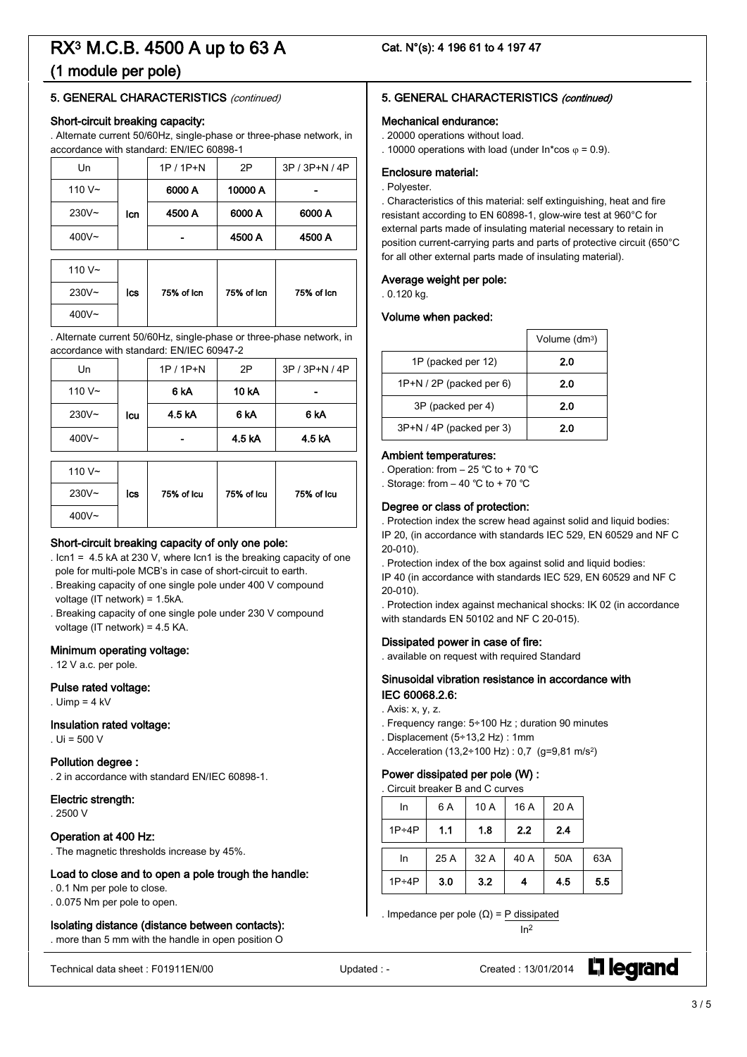# RX³ M.C.B. 4500 A up to 63 A

## (1 module per pole)

Cat. N°(s): 4 196 61 to 4 197 47

### 5. GENERAL CHARACTERISTICS *(continued)*

#### Short-circuit breaking capacity:

. Alternate current 50/60Hz, single-phase or three-phase network, in accordance with standard: EN/IEC 60898-1

| Un | | 1P / 1P+N | 2P | 3P / 3P+N / 4P |
|---|---|---|---|---|
| 110 V~ | Icn | **6000 A** | **10000 A** | **-** |
| 230V~ | | **4500 A** | **6000 A** | **6000 A** |
| 400V~ | | **-** | **4500 A** | **4500 A** |

| | | | | |
|---|---|---|---|---|
| 110 V~ | Ics | **75% of Icn** | **75% of Icn** | **75% of Icn** |
| 230V~ | | | | |
| 400V~ | | | | |

. Alternate current 50/60Hz, single-phase or three-phase network, in accordance with standard: EN/IEC 60947-2

| Un | | 1P / 1P+N | 2P | 3P / 3P+N / 4P |
|---|---|---|---|---|
| 110 V~ | Icu | **6 kA** | **10 kA** | **-** |
| 230V~ | | **4.5 kA** | **6 kA** | **6 kA** |
| 400V~ | | **-** | **4.5 kA** | **4.5 kA** |

| | | | | |
|---|---|---|---|---|
| 110 V~ | Ics | **75% of Icu** | **75% of Icu** | **75% of Icu** |
| 230V~ | | | | |
| 400V~ | | | | |

#### Short-circuit breaking capacity of only one pole:

. Icn1 = 4.5 kA at 230 V, where Icn1 is the breaking capacity of one pole for multi-pole MCB's in case of short-circuit to earth.
. Breaking capacity of one single pole under 400 V compound voltage (IT network) = 1.5kA.
. Breaking capacity of one single pole under 230 V compound voltage (IT network) = 4.5 KA.

#### Minimum operating voltage:

. 12 V a.c. per pole.

#### Pulse rated voltage:

. Uimp = 4 kV

#### Insulation rated voltage:

. Ui = 500 V

#### Pollution degree :

. 2 in accordance with standard EN/IEC 60898-1.

#### Electric strength:

. 2500 V

#### Operation at 400 Hz:

. The magnetic thresholds increase by 45%.

#### Load to close and to open a pole trough the handle:

. 0.1 Nm per pole to close.
. 0.075 Nm per pole to open.

#### Isolating distance (distance between contacts):

. more than 5 mm with the handle in open position O

### 5. GENERAL CHARACTERISTICS *(continued)*

#### Mechanical endurance:

. 20000 operations without load.
. 10000 operations with load (under In*cos φ = 0.9).

#### Enclosure material:

. Polyester.
. Characteristics of this material: self extinguishing, heat and fire resistant according to EN 60898-1, glow-wire test at 960°C for external parts made of insulating material necessary to retain in position current-carrying parts and parts of protective circuit (650°C for all other external parts made of insulating material).

#### Average weight per pole:

. 0.120 kg.

#### Volume when packed:

| | Volume (dm³) |
|---|---|
| 1P (packed per 12) | **2.0** |
| 1P+N / 2P (packed per 6) | **2.0** |
| 3P (packed per 4) | **2.0** |
| 3P+N / 4P (packed per 3) | **2.0** |

#### Ambient temperatures:

. Operation: from – 25 °C to + 70 °C
. Storage: from – 40 °C to + 70 °C

#### Degree or class of protection:

. Protection index the screw head against solid and liquid bodies: IP 20, (in accordance with standards IEC 529, EN 60529 and NF C 20-010).
. Protection index of the box against solid and liquid bodies: IP 40 (in accordance with standards IEC 529, EN 60529 and NF C 20-010).
. Protection index against mechanical shocks: IK 02 (in accordance with standards EN 50102 and NF C 20-015).

#### Dissipated power in case of fire:

. available on request with required Standard

#### Sinusoidal vibration resistance in accordance with IEC 60068.2.6:

. Axis: x, y, z.
. Frequency range: 5÷100 Hz ; duration 90 minutes
. Displacement (5÷13,2 Hz) : 1mm
. Acceleration (13,2÷100 Hz) : 0,7 (g=9,81 m/s²)

#### Power dissipated per pole (W) :

. Circuit breaker B and C curves

| In | 6 A | 10 A | 16 A | 20 A | |
|---|---|---|---|---|---|
| 1P÷4P | **1.1** | **1.8** | **2.2** | **2.4** | |
| In | 25 A | 32 A | 40 A | 50A | 63A |
| 1P÷4P | **3.0** | **3.2** | **4** | **4.5** | **5.5** |

. Impedance per pole (Ω) = $\frac{\text{P dissipated}}{\text{In}^2}$

Technical data sheet : F01911EN/00 Updated : - Created : 13/01/2014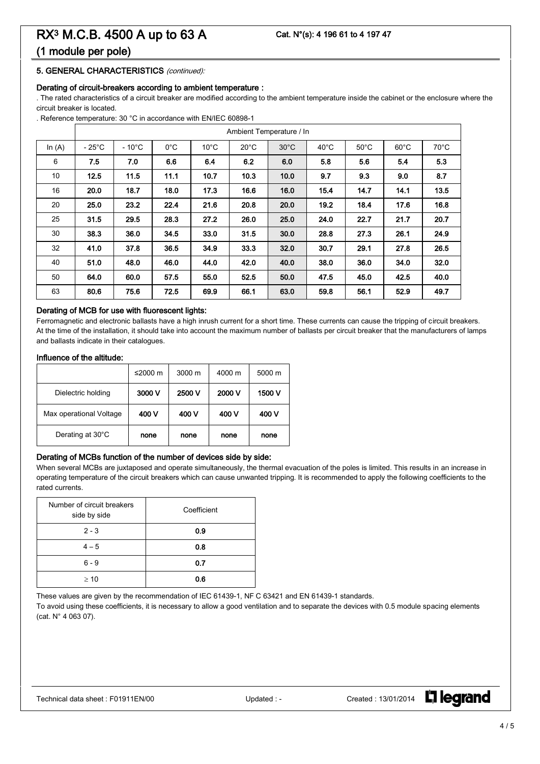# RX³ M.C.B. 4500 A up to 63 A

**Cat. N°(s): 4 196 61 to 4 197 47**

## (1 module per pole)

### 5. GENERAL CHARACTERISTICS *(continued):*

#### Derating of circuit-breakers according to ambient temperature :

. The rated characteristics of a circuit breaker are modified according to the ambient temperature inside the cabinet or the enclosure where the circuit breaker is located.

. Reference temperature: 30 °C in accordance with EN/IEC 60898-1

| | Ambient Temperature / In | | | | | | | | | |
|---|---|---|---|---|---|---|---|---|---|---|
| In (A) | - 25°C | - 10°C | 0°C | 10°C | 20°C | 30°C | 40°C | 50°C | 60°C | 70°C |
| 6 | **7.5** | **7.0** | **6.6** | **6.4** | **6.2** | **6.0** | **5.8** | **5.6** | **5.4** | **5.3** |
| 10 | **12.5** | **11.5** | **11.1** | **10.7** | **10.3** | **10.0** | **9.7** | **9.3** | **9.0** | **8.7** |
| 16 | **20.0** | **18.7** | **18.0** | **17.3** | **16.6** | **16.0** | **15.4** | **14.7** | **14.1** | **13.5** |
| 20 | **25.0** | **23.2** | **22.4** | **21.6** | **20.8** | **20.0** | **19.2** | **18.4** | **17.6** | **16.8** |
| 25 | **31.5** | **29.5** | **28.3** | **27.2** | **26.0** | **25.0** | **24.0** | **22.7** | **21.7** | **20.7** |
| 30 | **38.3** | **36.0** | **34.5** | **33.0** | **31.5** | **30.0** | **28.8** | **27.3** | **26.1** | **24.9** |
| 32 | **41.0** | **37.8** | **36.5** | **34.9** | **33.3** | **32.0** | **30.7** | **29.1** | **27.8** | **26.5** |
| 40 | **51.0** | **48.0** | **46.0** | **44.0** | **42.0** | **40.0** | **38.0** | **36.0** | **34.0** | **32.0** |
| 50 | **64.0** | **60.0** | **57.5** | **55.0** | **52.5** | **50.0** | **47.5** | **45.0** | **42.5** | **40.0** |
| 63 | **80.6** | **75.6** | **72.5** | **69.9** | **66.1** | **63.0** | **59.8** | **56.1** | **52.9** | **49.7** |

#### Derating of MCB for use with fluorescent lights:

Ferromagnetic and electronic ballasts have a high inrush current for a short time. These currents can cause the tripping of circuit breakers. At the time of the installation, it should take into account the maximum number of ballasts per circuit breaker that the manufacturers of lamps and ballasts indicate in their catalogues.

#### Influence of the altitude:

| | ≤2000 m | 3000 m | 4000 m | 5000 m |
|---|---|---|---|---|
| Dielectric holding | **3000 V** | **2500 V** | **2000 V** | **1500 V** |
| Max operational Voltage | **400 V** | **400 V** | **400 V** | **400 V** |
| Derating at 30°C | **none** | **none** | **none** | **none** |

#### Derating of MCBs function of the number of devices side by side:

When several MCBs are juxtaposed and operate simultaneously, the thermal evacuation of the poles is limited. This results in an increase in operating temperature of the circuit breakers which can cause unwanted tripping. It is recommended to apply the following coefficients to the rated currents.

| Number of circuit breakers side by side | Coefficient |
|---|---|
| 2 - 3 | **0.9** |
| 4 – 5 | **0.8** |
| 6 - 9 | **0.7** |
| ≥ 10 | **0.6** |

These values are given by the recommendation of IEC 61439-1, NF C 63421 and EN 61439-1 standards.

To avoid using these coefficients, it is necessary to allow a good ventilation and to separate the devices with 0.5 module spacing elements (cat. N° 4 063 07).

Technical data sheet : F01911EN/00 Updated : - Created : 13/01/2014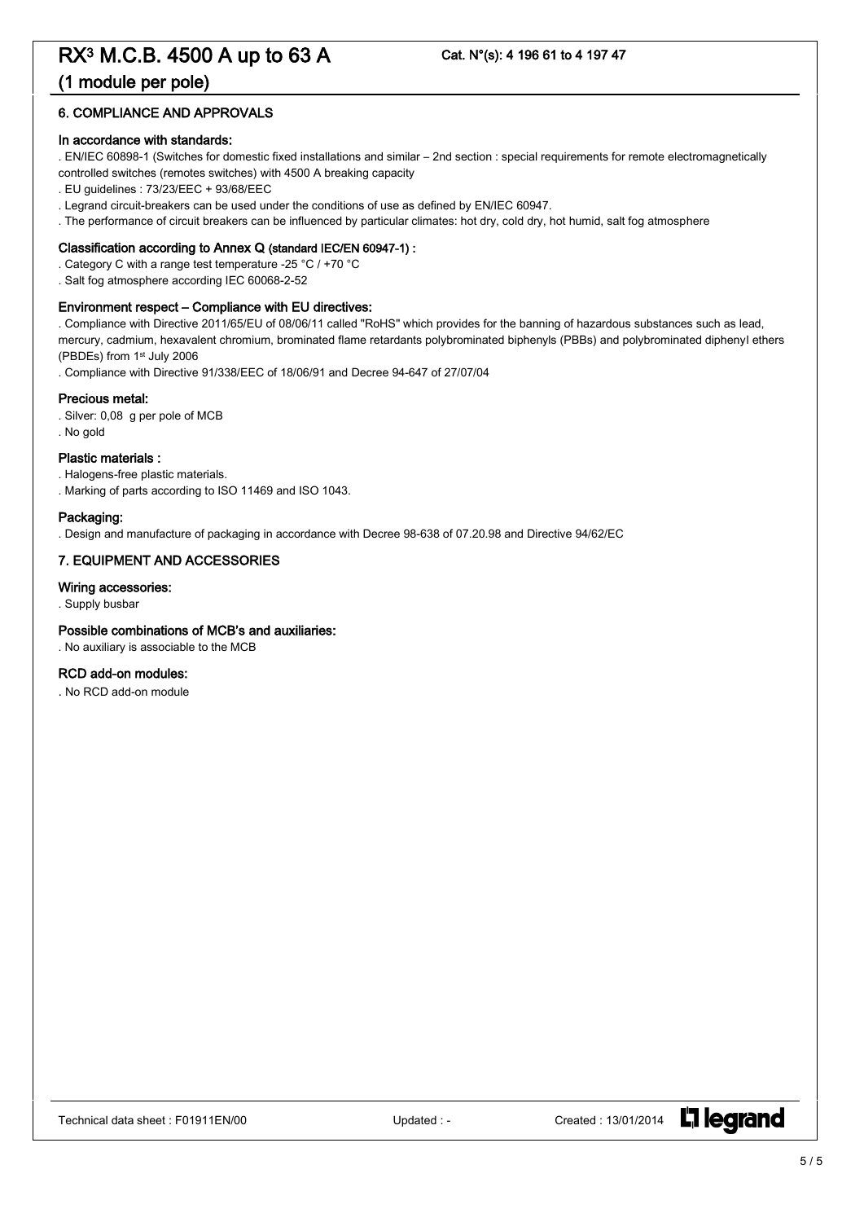## 6. COMPLIANCE AND APPROVALS

### In accordance with standards:

. EN/IEC 60898-1 (Switches for domestic fixed installations and similar – 2nd section : special requirements for remote electromagnetically controlled switches (remotes switches) with 4500 A breaking capacity

. EU guidelines : 73/23/EEC + 93/68/EEC

. Legrand circuit-breakers can be used under the conditions of use as defined by EN/IEC 60947.

. The performance of circuit breakers can be influenced by particular climates: hot dry, cold dry, hot humid, salt fog atmosphere

### Classification according to Annex Q (standard IEC/EN 60947-1) :

. Category C with a range test temperature -25 °C / +70 °C

. Salt fog atmosphere according IEC 60068-2-52

### Environment respect – Compliance with EU directives:

. Compliance with Directive 2011/65/EU of 08/06/11 called "RoHS" which provides for the banning of hazardous substances such as lead, mercury, cadmium, hexavalent chromium, brominated flame retardants polybrominated biphenyls (PBBs) and polybrominated diphenyl ethers (PBDEs) from 1st July 2006

. Compliance with Directive 91/338/EEC of 18/06/91 and Decree 94-647 of 27/07/04

### Precious metal:

. Silver: 0,08 g per pole of MCB

. No gold

### Plastic materials :

. Halogens-free plastic materials.

. Marking of parts according to ISO 11469 and ISO 1043.

### Packaging:

. Design and manufacture of packaging in accordance with Decree 98-638 of 07.20.98 and Directive 94/62/EC

## 7. EQUIPMENT AND ACCESSORIES

### Wiring accessories:

. Supply busbar

### Possible combinations of MCB's and auxiliaries:

. No auxiliary is associable to the MCB

### RCD add-on modules:

. No RCD add-on module